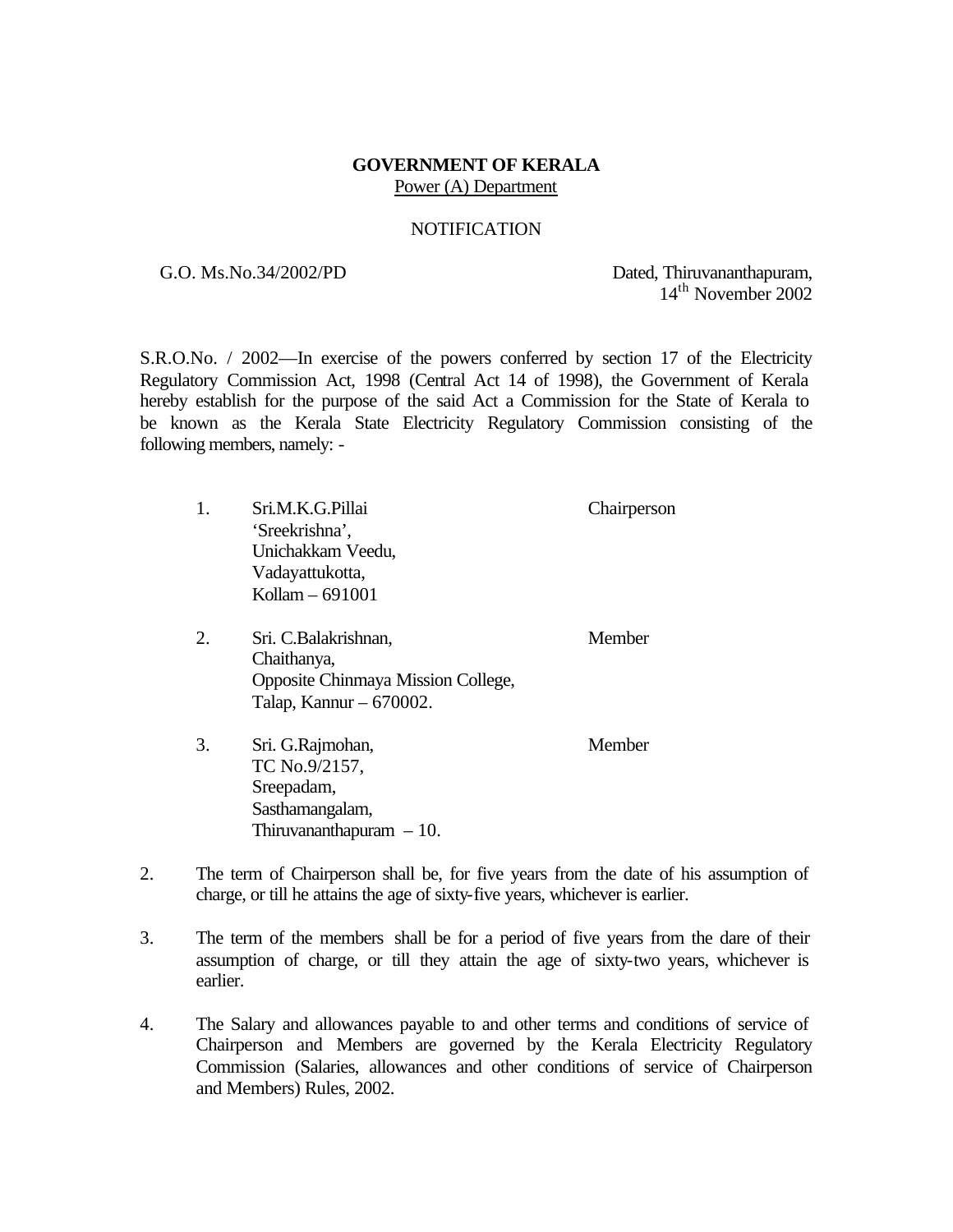**GOVERNMENT OF KERALA**

Power (A) Department

NOTIFICATION

G.O. Ms.No.34/2002/PD

Dated, Thiruvananthapuram,
14th November 2002

S.R.O.No. / 2002—In exercise of the powers conferred by section 17 of the Electricity Regulatory Commission Act, 1998 (Central Act 14 of 1998), the Government of Kerala hereby establish for the purpose of the said Act a Commission for the State of Kerala to be known as the Kerala State Electricity Regulatory Commission consisting of the following members, namely: -

1. Sri.M.K.G.Pillai — Chairperson
   'Sreekrishna',
   Unichakkam Veedu,
   Vadayattukotta,
   Kollam – 691001

2. Sri. C.Balakrishnan, — Member
   Chaithanya,
   Opposite Chinmaya Mission College,
   Talap, Kannur – 670002.

3. Sri. G.Rajmohan, — Member
   TC No.9/2157,
   Sreepadam,
   Sasthamangalam,
   Thiruvananthapuram – 10.

2. The term of Chairperson shall be, for five years from the date of his assumption of charge, or till he attains the age of sixty-five years, whichever is earlier.

3. The term of the members shall be for a period of five years from the dare of their assumption of charge, or till they attain the age of sixty-two years, whichever is earlier.

4. The Salary and allowances payable to and other terms and conditions of service of Chairperson and Members are governed by the Kerala Electricity Regulatory Commission (Salaries, allowances and other conditions of service of Chairperson and Members) Rules, 2002.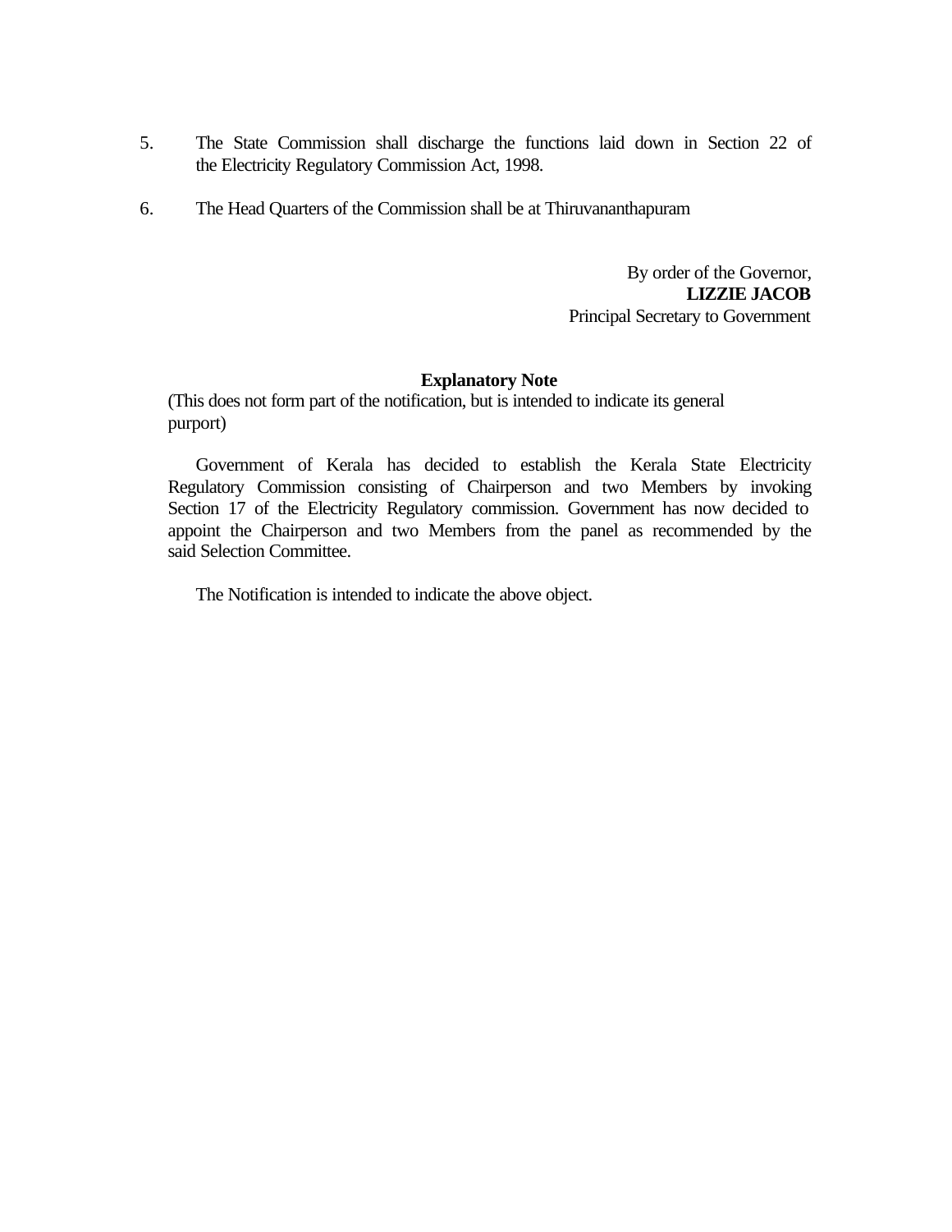5. The State Commission shall discharge the functions laid down in Section 22 of the Electricity Regulatory Commission Act, 1998.

6. The Head Quarters of the Commission shall be at Thiruvananthapuram

By order of the Governor,
**LIZZIE JACOB**
Principal Secretary to Government

**Explanatory Note**

(This does not form part of the notification, but is intended to indicate its general purport)

Government of Kerala has decided to establish the Kerala State Electricity Regulatory Commission consisting of Chairperson and two Members by invoking Section 17 of the Electricity Regulatory commission. Government has now decided to appoint the Chairperson and two Members from the panel as recommended by the said Selection Committee.

The Notification is intended to indicate the above object.